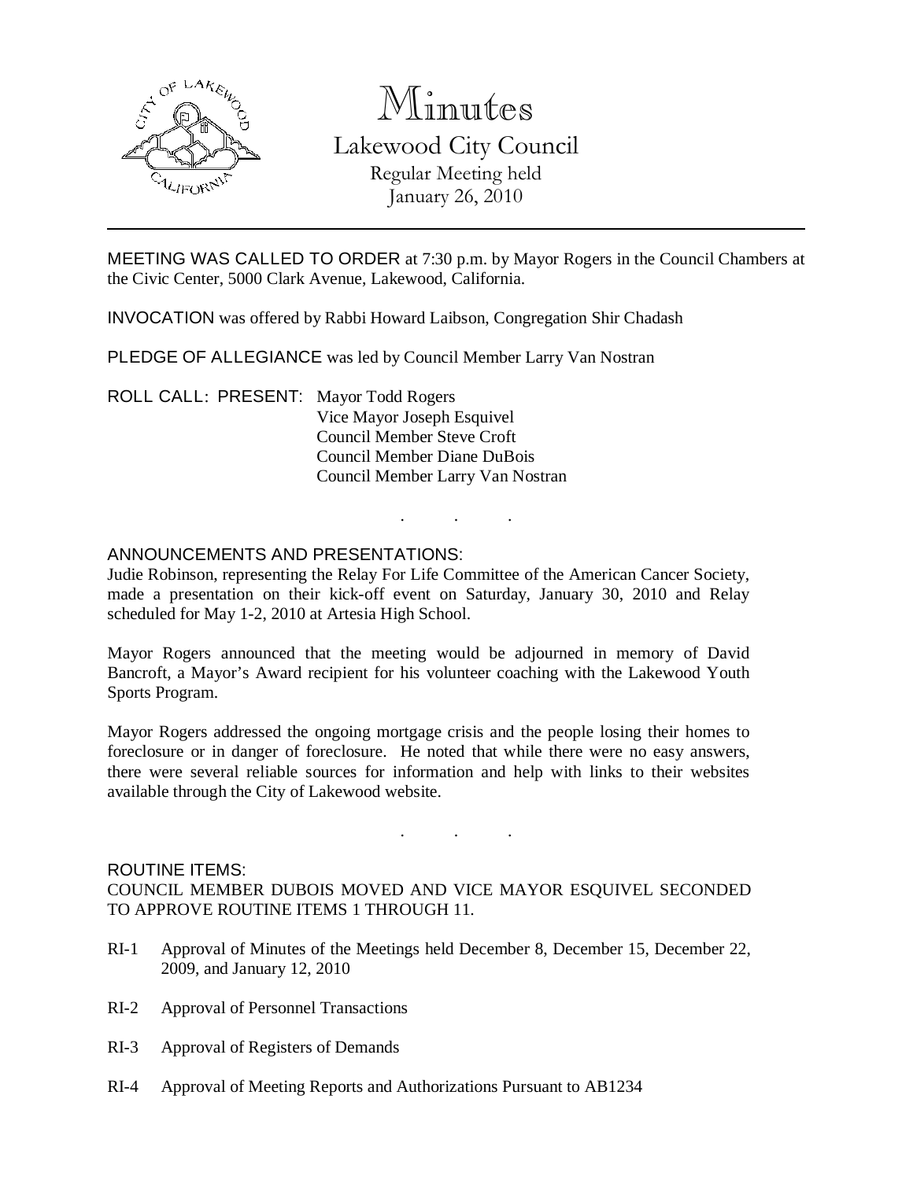# Minutes

## Lakewood City Council

Regular Meeting held
January 26, 2010

MEETING WAS CALLED TO ORDER at 7:30 p.m. by Mayor Rogers in the Council Chambers at the Civic Center, 5000 Clark Avenue, Lakewood, California.

INVOCATION was offered by Rabbi Howard Laibson, Congregation Shir Chadash

PLEDGE OF ALLEGIANCE was led by Council Member Larry Van Nostran

ROLL CALL: PRESENT: Mayor Todd Rogers
Vice Mayor Joseph Esquivel
Council Member Steve Croft
Council Member Diane DuBois
Council Member Larry Van Nostran

. . .

ANNOUNCEMENTS AND PRESENTATIONS:

Judie Robinson, representing the Relay For Life Committee of the American Cancer Society, made a presentation on their kick-off event on Saturday, January 30, 2010 and Relay scheduled for May 1-2, 2010 at Artesia High School.

Mayor Rogers announced that the meeting would be adjourned in memory of David Bancroft, a Mayor's Award recipient for his volunteer coaching with the Lakewood Youth Sports Program.

Mayor Rogers addressed the ongoing mortgage crisis and the people losing their homes to foreclosure or in danger of foreclosure. He noted that while there were no easy answers, there were several reliable sources for information and help with links to their websites available through the City of Lakewood website.

. . .

ROUTINE ITEMS:

COUNCIL MEMBER DUBOIS MOVED AND VICE MAYOR ESQUIVEL SECONDED TO APPROVE ROUTINE ITEMS 1 THROUGH 11.

RI-1 Approval of Minutes of the Meetings held December 8, December 15, December 22, 2009, and January 12, 2010

RI-2 Approval of Personnel Transactions

RI-3 Approval of Registers of Demands

RI-4 Approval of Meeting Reports and Authorizations Pursuant to AB1234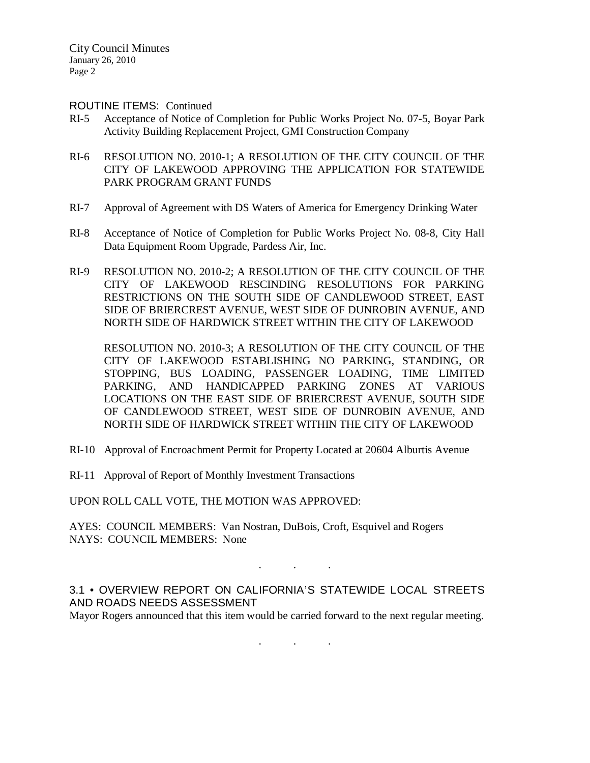ROUTINE ITEMS: Continued

RI-5 Acceptance of Notice of Completion for Public Works Project No. 07-5, Boyar Park Activity Building Replacement Project, GMI Construction Company

RI-6 RESOLUTION NO. 2010-1; A RESOLUTION OF THE CITY COUNCIL OF THE CITY OF LAKEWOOD APPROVING THE APPLICATION FOR STATEWIDE PARK PROGRAM GRANT FUNDS

RI-7 Approval of Agreement with DS Waters of America for Emergency Drinking Water

RI-8 Acceptance of Notice of Completion for Public Works Project No. 08-8, City Hall Data Equipment Room Upgrade, Pardess Air, Inc.

RI-9 RESOLUTION NO. 2010-2; A RESOLUTION OF THE CITY COUNCIL OF THE CITY OF LAKEWOOD RESCINDING RESOLUTIONS FOR PARKING RESTRICTIONS ON THE SOUTH SIDE OF CANDLEWOOD STREET, EAST SIDE OF BRIERCREST AVENUE, WEST SIDE OF DUNROBIN AVENUE, AND NORTH SIDE OF HARDWICK STREET WITHIN THE CITY OF LAKEWOOD

RESOLUTION NO. 2010-3; A RESOLUTION OF THE CITY COUNCIL OF THE CITY OF LAKEWOOD ESTABLISHING NO PARKING, STANDING, OR STOPPING, BUS LOADING, PASSENGER LOADING, TIME LIMITED PARKING, AND HANDICAPPED PARKING ZONES AT VARIOUS LOCATIONS ON THE EAST SIDE OF BRIERCREST AVENUE, SOUTH SIDE OF CANDLEWOOD STREET, WEST SIDE OF DUNROBIN AVENUE, AND NORTH SIDE OF HARDWICK STREET WITHIN THE CITY OF LAKEWOOD

RI-10 Approval of Encroachment Permit for Property Located at 20604 Alburtis Avenue

RI-11 Approval of Report of Monthly Investment Transactions

UPON ROLL CALL VOTE, THE MOTION WAS APPROVED:

AYES: COUNCIL MEMBERS: Van Nostran, DuBois, Croft, Esquivel and Rogers
NAYS: COUNCIL MEMBERS: None

. . .

## 3.1 • OVERVIEW REPORT ON CALIFORNIA'S STATEWIDE LOCAL STREETS AND ROADS NEEDS ASSESSMENT

Mayor Rogers announced that this item would be carried forward to the next regular meeting.

. . .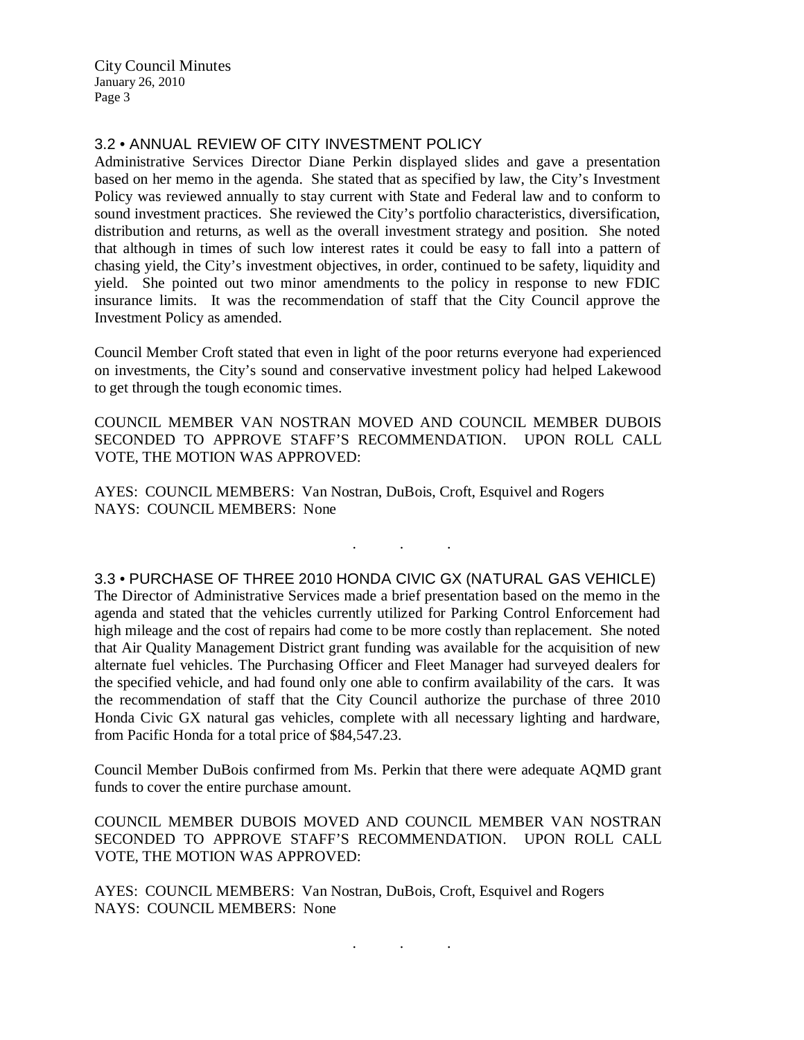### 3.2 • ANNUAL REVIEW OF CITY INVESTMENT POLICY

Administrative Services Director Diane Perkin displayed slides and gave a presentation based on her memo in the agenda. She stated that as specified by law, the City's Investment Policy was reviewed annually to stay current with State and Federal law and to conform to sound investment practices. She reviewed the City's portfolio characteristics, diversification, distribution and returns, as well as the overall investment strategy and position. She noted that although in times of such low interest rates it could be easy to fall into a pattern of chasing yield, the City's investment objectives, in order, continued to be safety, liquidity and yield. She pointed out two minor amendments to the policy in response to new FDIC insurance limits. It was the recommendation of staff that the City Council approve the Investment Policy as amended.

Council Member Croft stated that even in light of the poor returns everyone had experienced on investments, the City's sound and conservative investment policy had helped Lakewood to get through the tough economic times.

COUNCIL MEMBER VAN NOSTRAN MOVED AND COUNCIL MEMBER DUBOIS SECONDED TO APPROVE STAFF'S RECOMMENDATION. UPON ROLL CALL VOTE, THE MOTION WAS APPROVED:

AYES: COUNCIL MEMBERS: Van Nostran, DuBois, Croft, Esquivel and Rogers
NAYS: COUNCIL MEMBERS: None

. . .

### 3.3 • PURCHASE OF THREE 2010 HONDA CIVIC GX (NATURAL GAS VEHICLE)

The Director of Administrative Services made a brief presentation based on the memo in the agenda and stated that the vehicles currently utilized for Parking Control Enforcement had high mileage and the cost of repairs had come to be more costly than replacement. She noted that Air Quality Management District grant funding was available for the acquisition of new alternate fuel vehicles. The Purchasing Officer and Fleet Manager had surveyed dealers for the specified vehicle, and had found only one able to confirm availability of the cars. It was the recommendation of staff that the City Council authorize the purchase of three 2010 Honda Civic GX natural gas vehicles, complete with all necessary lighting and hardware, from Pacific Honda for a total price of $84,547.23.

Council Member DuBois confirmed from Ms. Perkin that there were adequate AQMD grant funds to cover the entire purchase amount.

COUNCIL MEMBER DUBOIS MOVED AND COUNCIL MEMBER VAN NOSTRAN SECONDED TO APPROVE STAFF'S RECOMMENDATION. UPON ROLL CALL VOTE, THE MOTION WAS APPROVED:

AYES: COUNCIL MEMBERS: Van Nostran, DuBois, Croft, Esquivel and Rogers
NAYS: COUNCIL MEMBERS: None

. . .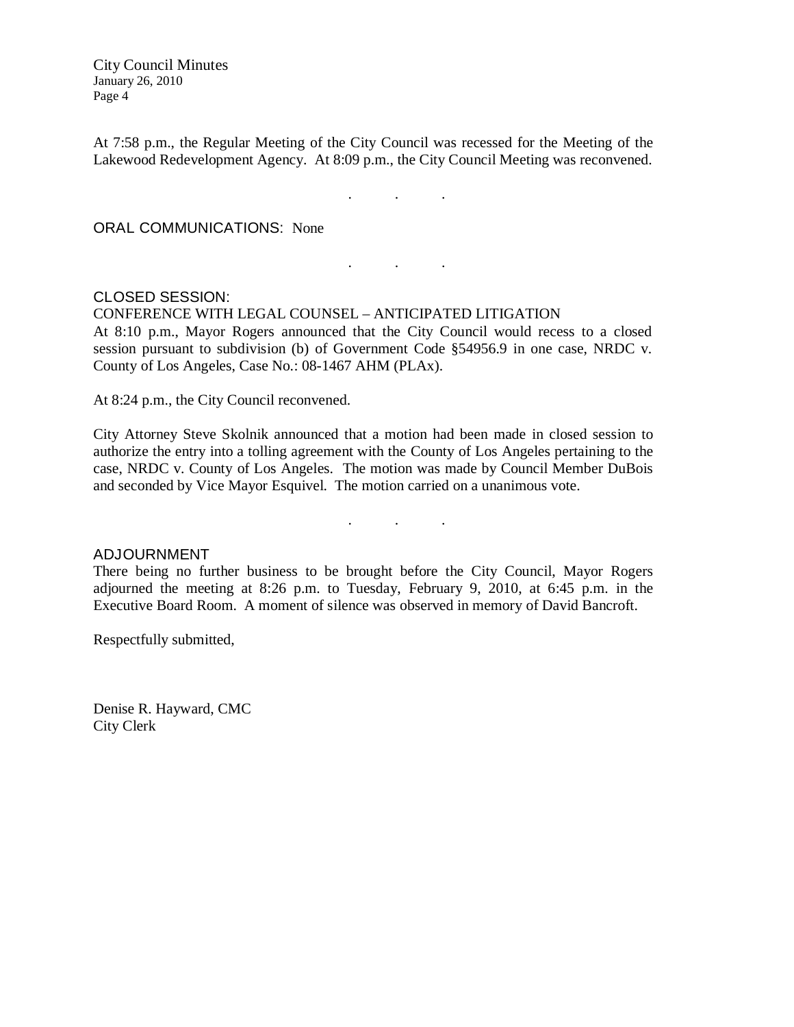At 7:58 p.m., the Regular Meeting of the City Council was recessed for the Meeting of the Lakewood Redevelopment Agency. At 8:09 p.m., the City Council Meeting was reconvened.

. . .

ORAL COMMUNICATIONS: None

. . .

CLOSED SESSION:

CONFERENCE WITH LEGAL COUNSEL – ANTICIPATED LITIGATION

At 8:10 p.m., Mayor Rogers announced that the City Council would recess to a closed session pursuant to subdivision (b) of Government Code §54956.9 in one case, NRDC v. County of Los Angeles, Case No.: 08-1467 AHM (PLAx).

At 8:24 p.m., the City Council reconvened.

City Attorney Steve Skolnik announced that a motion had been made in closed session to authorize the entry into a tolling agreement with the County of Los Angeles pertaining to the case, NRDC v. County of Los Angeles. The motion was made by Council Member DuBois and seconded by Vice Mayor Esquivel. The motion carried on a unanimous vote.

. . .

ADJOURNMENT

There being no further business to be brought before the City Council, Mayor Rogers adjourned the meeting at 8:26 p.m. to Tuesday, February 9, 2010, at 6:45 p.m. in the Executive Board Room. A moment of silence was observed in memory of David Bancroft.

Respectfully submitted,

Denise R. Hayward, CMC
City Clerk